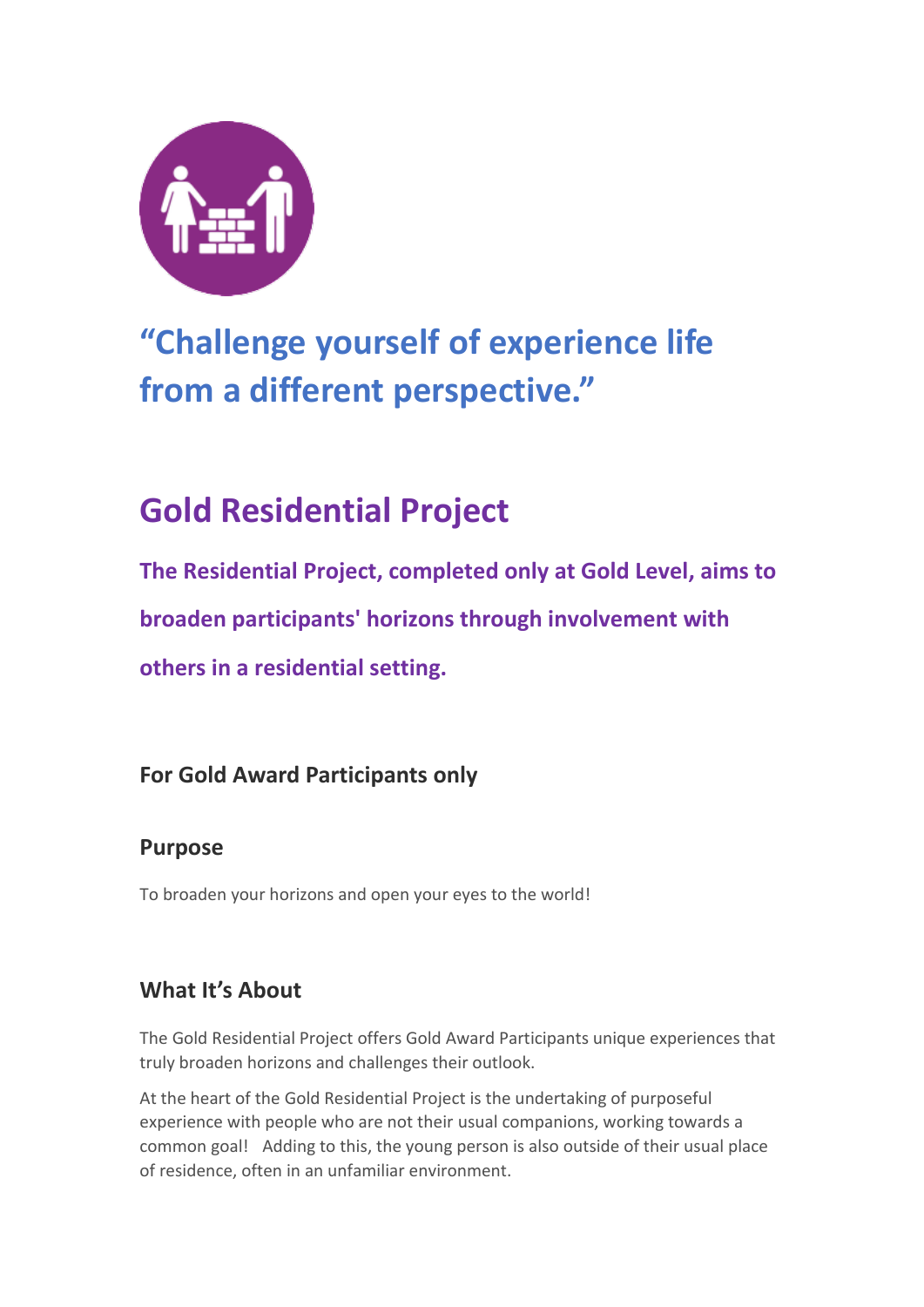## “Challenge yourself of experience life from a different perspective.”

# Gold Residential Project

**The Residential Project, completed only at Gold Level, aims to broaden participants' horizons through involvement with others in a residential setting.**

### For Gold Award Participants only

### Purpose

To broaden your horizons and open your eyes to the world!

### What It’s About

The Gold Residential Project offers Gold Award Participants unique experiences that truly broaden horizons and challenges their outlook.

At the heart of the Gold Residential Project is the undertaking of purposeful experience with people who are not their usual companions, working towards a common goal! Adding to this, the young person is also outside of their usual place of residence, often in an unfamiliar environment.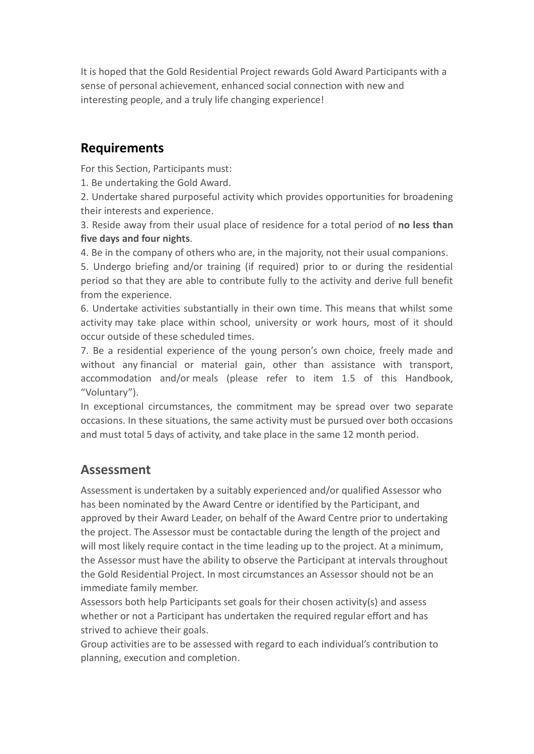It is hoped that the Gold Residential Project rewards Gold Award Participants with a sense of personal achievement, enhanced social connection with new and interesting people, and a truly life changing experience!

## Requirements

For this Section, Participants must:

1. Be undertaking the Gold Award.
2. Undertake shared purposeful activity which provides opportunities for broadening their interests and experience.
3. Reside away from their usual place of residence for a total period of **no less than five days and four nights**.
4. Be in the company of others who are, in the majority, not their usual companions.
5. Undergo briefing and/or training (if required) prior to or during the residential period so that they are able to contribute fully to the activity and derive full benefit from the experience.
6. Undertake activities substantially in their own time. This means that whilst some activity may take place within school, university or work hours, most of it should occur outside of these scheduled times.
7. Be a residential experience of the young person's own choice, freely made and without any financial or material gain, other than assistance with transport, accommodation and/or meals (please refer to item 1.5 of this Handbook, "Voluntary").

In exceptional circumstances, the commitment may be spread over two separate occasions. In these situations, the same activity must be pursued over both occasions and must total 5 days of activity, and take place in the same 12 month period.

## Assessment

Assessment is undertaken by a suitably experienced and/or qualified Assessor who has been nominated by the Award Centre or identified by the Participant, and approved by their Award Leader, on behalf of the Award Centre prior to undertaking the project. The Assessor must be contactable during the length of the project and will most likely require contact in the time leading up to the project. At a minimum, the Assessor must have the ability to observe the Participant at intervals throughout the Gold Residential Project. In most circumstances an Assessor should not be an immediate family member.

Assessors both help Participants set goals for their chosen activity(s) and assess whether or not a Participant has undertaken the required regular effort and has strived to achieve their goals.

Group activities are to be assessed with regard to each individual's contribution to planning, execution and completion.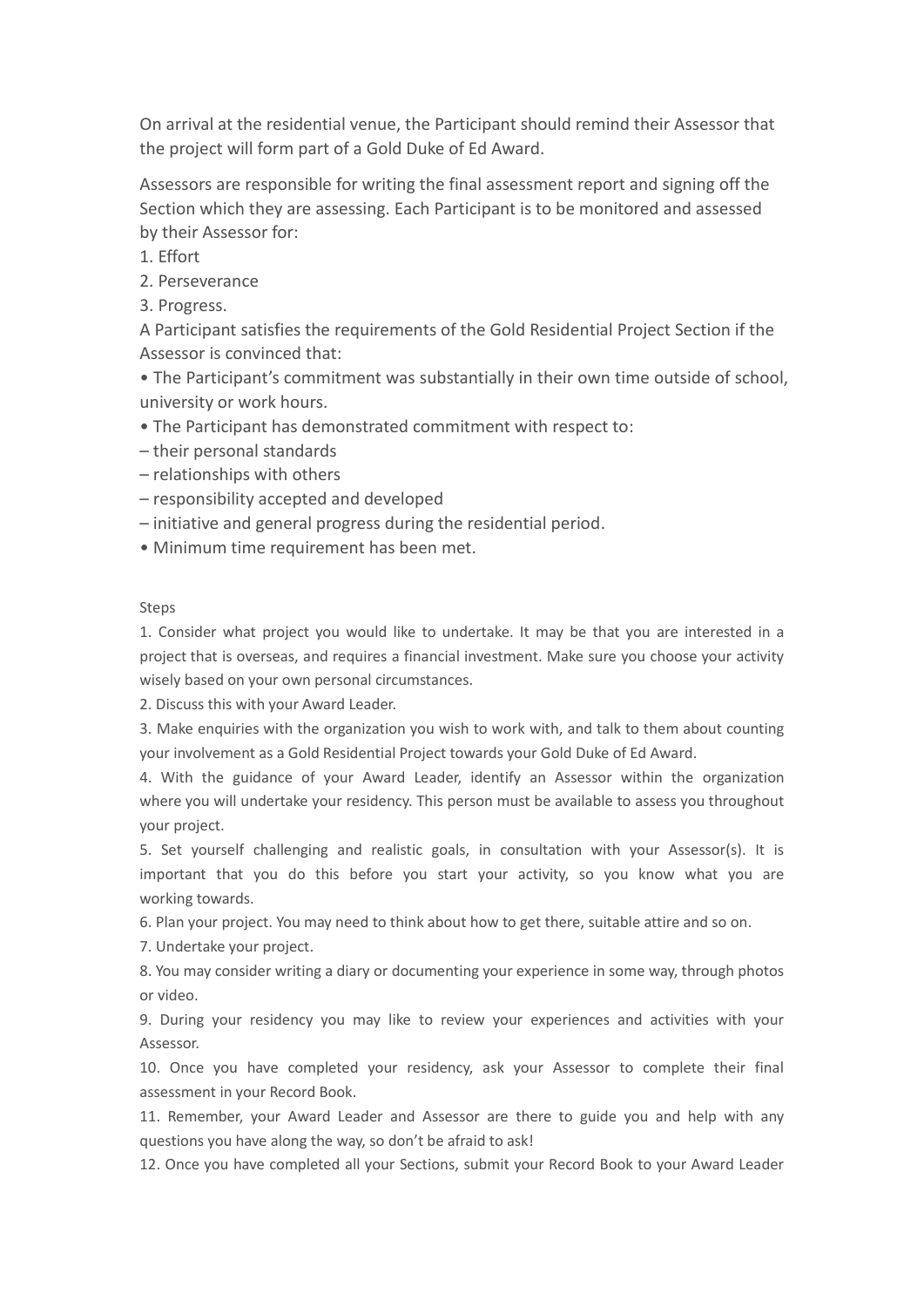On arrival at the residential venue, the Participant should remind their Assessor that the project will form part of a Gold Duke of Ed Award.

Assessors are responsible for writing the final assessment report and signing off the Section which they are assessing. Each Participant is to be monitored and assessed by their Assessor for:

1. Effort
2. Perseverance
3. Progress.

A Participant satisfies the requirements of the Gold Residential Project Section if the Assessor is convinced that:

- The Participant's commitment was substantially in their own time outside of school, university or work hours.
- The Participant has demonstrated commitment with respect to:
  - their personal standards
  - relationships with others
  - responsibility accepted and developed
  - initiative and general progress during the residential period.
- Minimum time requirement has been met.

Steps

1. Consider what project you would like to undertake. It may be that you are interested in a project that is overseas, and requires a financial investment. Make sure you choose your activity wisely based on your own personal circumstances.
2. Discuss this with your Award Leader.
3. Make enquiries with the organization you wish to work with, and talk to them about counting your involvement as a Gold Residential Project towards your Gold Duke of Ed Award.
4. With the guidance of your Award Leader, identify an Assessor within the organization where you will undertake your residency. This person must be available to assess you throughout your project.
5. Set yourself challenging and realistic goals, in consultation with your Assessor(s). It is important that you do this before you start your activity, so you know what you are working towards.
6. Plan your project. You may need to think about how to get there, suitable attire and so on.
7. Undertake your project.
8. You may consider writing a diary or documenting your experience in some way, through photos or video.
9. During your residency you may like to review your experiences and activities with your Assessor.
10. Once you have completed your residency, ask your Assessor to complete their final assessment in your Record Book.
11. Remember, your Award Leader and Assessor are there to guide you and help with any questions you have along the way, so don't be afraid to ask!
12. Once you have completed all your Sections, submit your Record Book to your Award Leader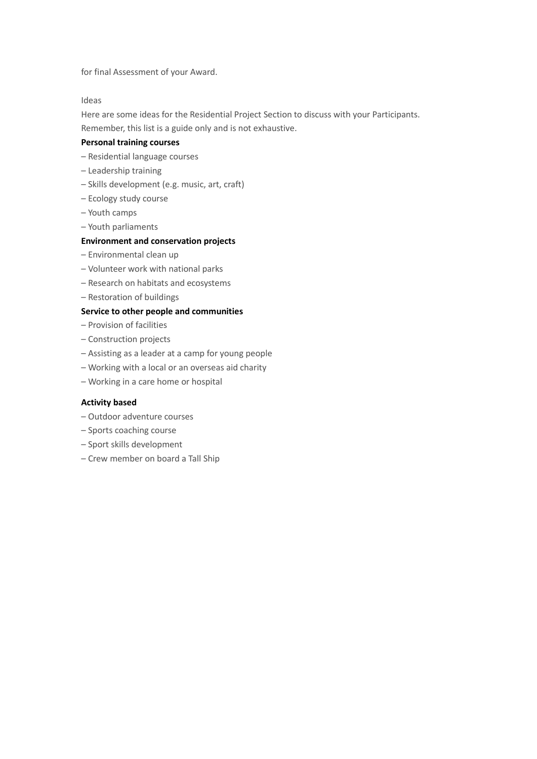for final Assessment of your Award.

Ideas

Here are some ideas for the Residential Project Section to discuss with your Participants. Remember, this list is a guide only and is not exhaustive.

**Personal training courses**

– Residential language courses
– Leadership training
– Skills development (e.g. music, art, craft)
– Ecology study course
– Youth camps
– Youth parliaments

**Environment and conservation projects**

– Environmental clean up
– Volunteer work with national parks
– Research on habitats and ecosystems
– Restoration of buildings

**Service to other people and communities**

– Provision of facilities
– Construction projects
– Assisting as a leader at a camp for young people
– Working with a local or an overseas aid charity
– Working in a care home or hospital

**Activity based**

– Outdoor adventure courses
– Sports coaching course
– Sport skills development
– Crew member on board a Tall Ship